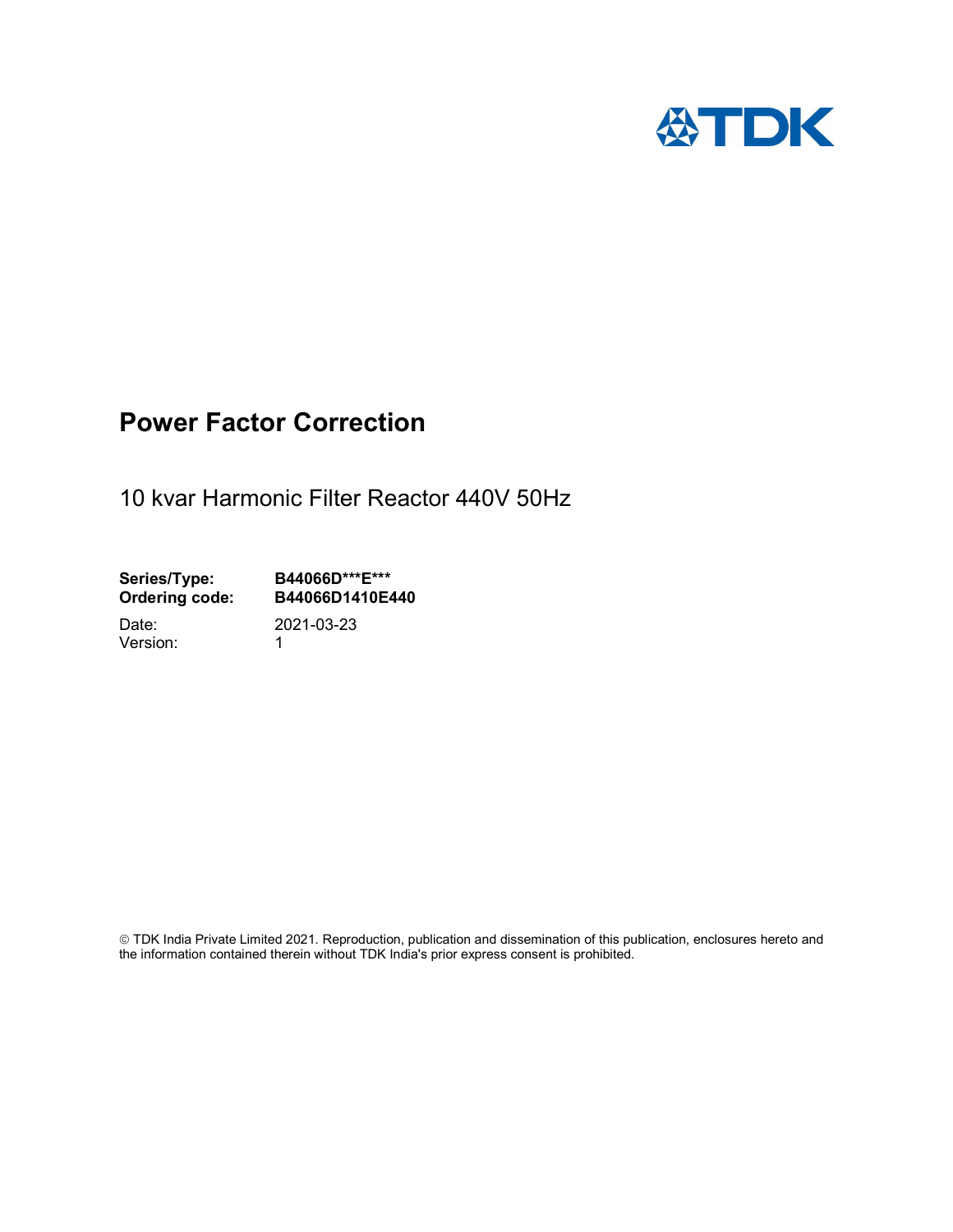TDK

# Power Factor Correction

10 kvar Harmonic Filter Reactor 440V 50Hz

**Series/Type:** **B44066D***E*****
**Ordering code:** **B44066D1410E440**

Date: 2021-03-23
Version: 1

© TDK India Private Limited 2021. Reproduction, publication and dissemination of this publication, enclosures hereto and the information contained therein without TDK India's prior express consent is prohibited.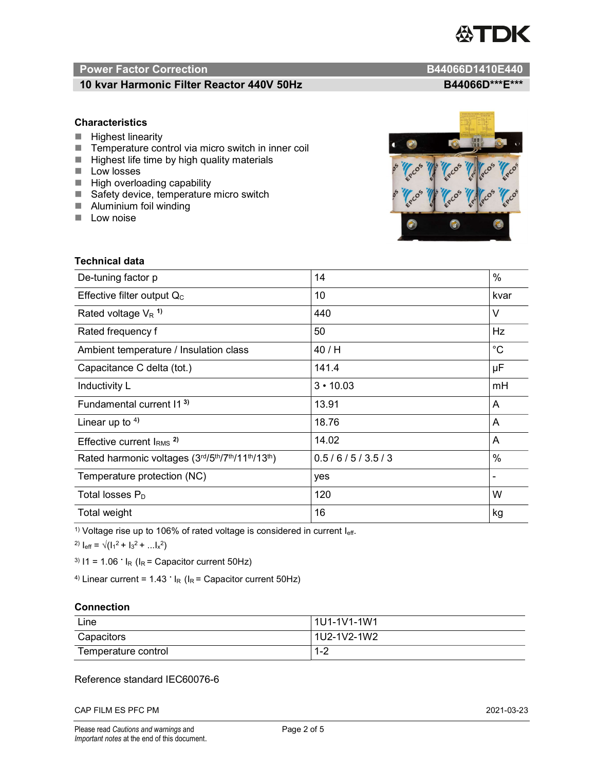# Power Factor Correction — B44066D1410E440

## 10 kvar Harmonic Filter Reactor 440V 50Hz — B44066D***E***

### Characteristics

- Highest linearity
- Temperature control via micro switch in inner coil
- Highest life time by high quality materials
- Low losses
- High overloading capability
- Safety device, temperature micro switch
- Aluminium foil winding
- Low noise

### Technical data

| | | |
|---|---|---|
| De-tuning factor p | 14 | % |
| Effective filter output $Q_C$ | 10 | kvar |
| Rated voltage $V_R$ [1)] | 440 | V |
| Rated frequency f | 50 | Hz |
| Ambient temperature / Insulation class | 40 / H | °C |
| Capacitance C delta (tot.) | 141.4 | µF |
| Inductivity L | 3 • 10.03 | mH |
| Fundamental current I1 [3)] | 13.91 | A |
| Linear up to [4)] | 18.76 | A |
| Effective current $I_{RMS}$ [2)] | 14.02 | A |
| Rated harmonic voltages (3rd/5th/7th/11th/13th) | 0.5 / 6 / 5 / 3.5 / 3 | % |
| Temperature protection (NC) | yes | - |
| Total losses $P_D$ | 120 | W |
| Total weight | 16 | kg |

[1)] Voltage rise up to 106% of rated voltage is considered in current $I_{eff}$.

[2)] $I_{eff} = \sqrt{(I_1^2 + I_3^2 + \ldots I_x^2)}$

[3)] $I1 = 1.06 \cdot I_R$ ($I_R$ = Capacitor current 50Hz)

[4)] Linear current = $1.43 \cdot I_R$ ($I_R$ = Capacitor current 50Hz)

### Connection

| | |
|---|---|
| Line | 1U1-1V1-1W1 |
| Capacitors | 1U2-1V2-1W2 |
| Temperature control | 1-2 |

Reference standard IEC60076-6

CAP FILM ES PFC PM 2021-03-23

Please read *Cautions and warnings* and *Important notes* at the end of this document.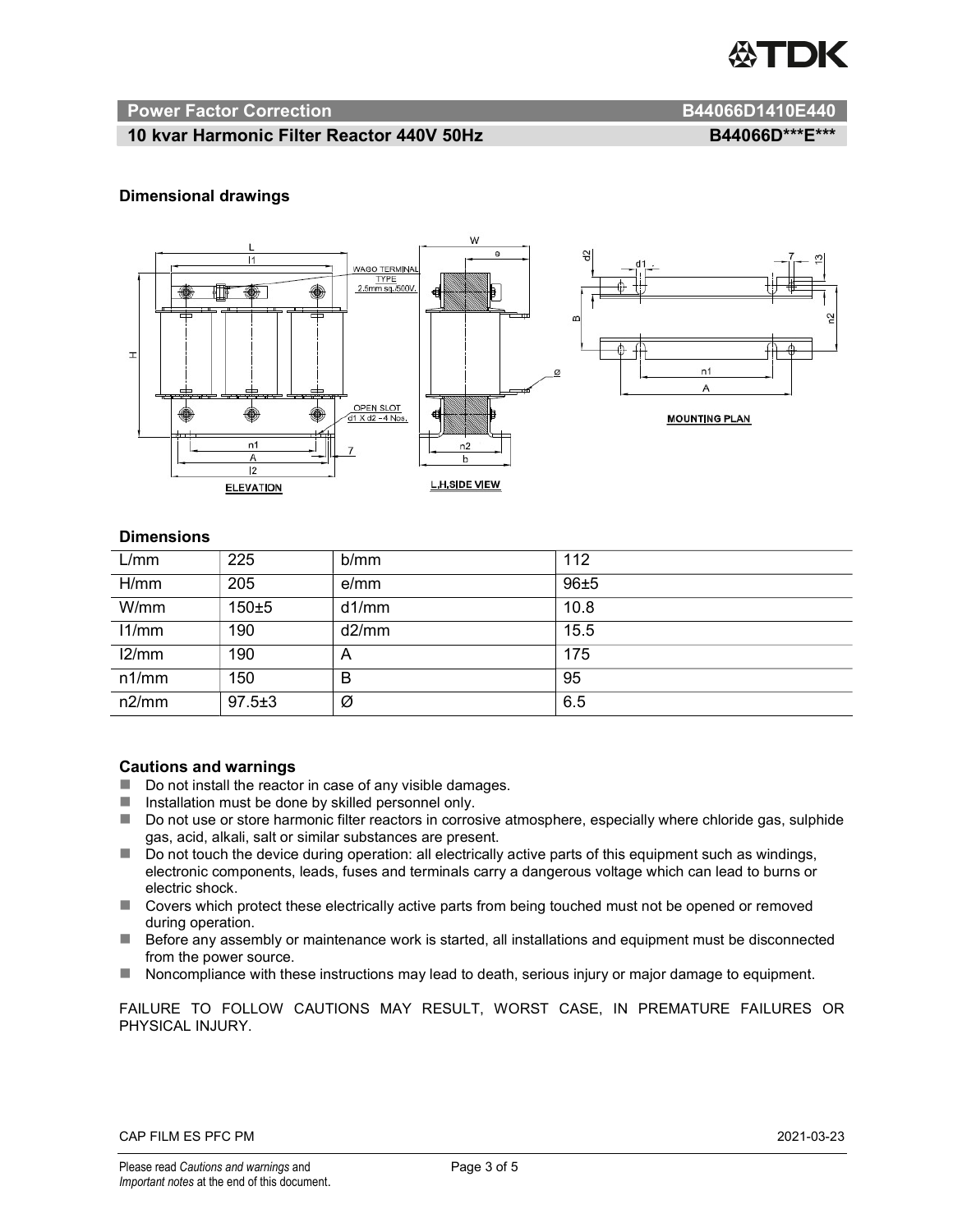Power Factor Correction B44066D1410E440

10 kvar Harmonic Filter Reactor 440V 50Hz B44066D***E***

### Dimensional drawings

### Dimensions

| L/mm | 225 | b/mm | 112 |
|---|---|---|---|
| H/mm | 205 | e/mm | 96±5 |
| W/mm | 150±5 | d1/mm | 10.8 |
| l1/mm | 190 | d2/mm | 15.5 |
| l2/mm | 190 | A | 175 |
| n1/mm | 150 | B | 95 |
| n2/mm | 97.5±3 | Ø | 6.5 |

### Cautions and warnings

- Do not install the reactor in case of any visible damages.
- Installation must be done by skilled personnel only.
- Do not use or store harmonic filter reactors in corrosive atmosphere, especially where chloride gas, sulphide gas, acid, alkali, salt or similar substances are present.
- Do not touch the device during operation: all electrically active parts of this equipment such as windings, electronic components, leads, fuses and terminals carry a dangerous voltage which can lead to burns or electric shock.
- Covers which protect these electrically active parts from being touched must not be opened or removed during operation.
- Before any assembly or maintenance work is started, all installations and equipment must be disconnected from the power source.
- Noncompliance with these instructions may lead to death, serious injury or major damage to equipment.

FAILURE TO FOLLOW CAUTIONS MAY RESULT, WORST CASE, IN PREMATURE FAILURES OR PHYSICAL INJURY.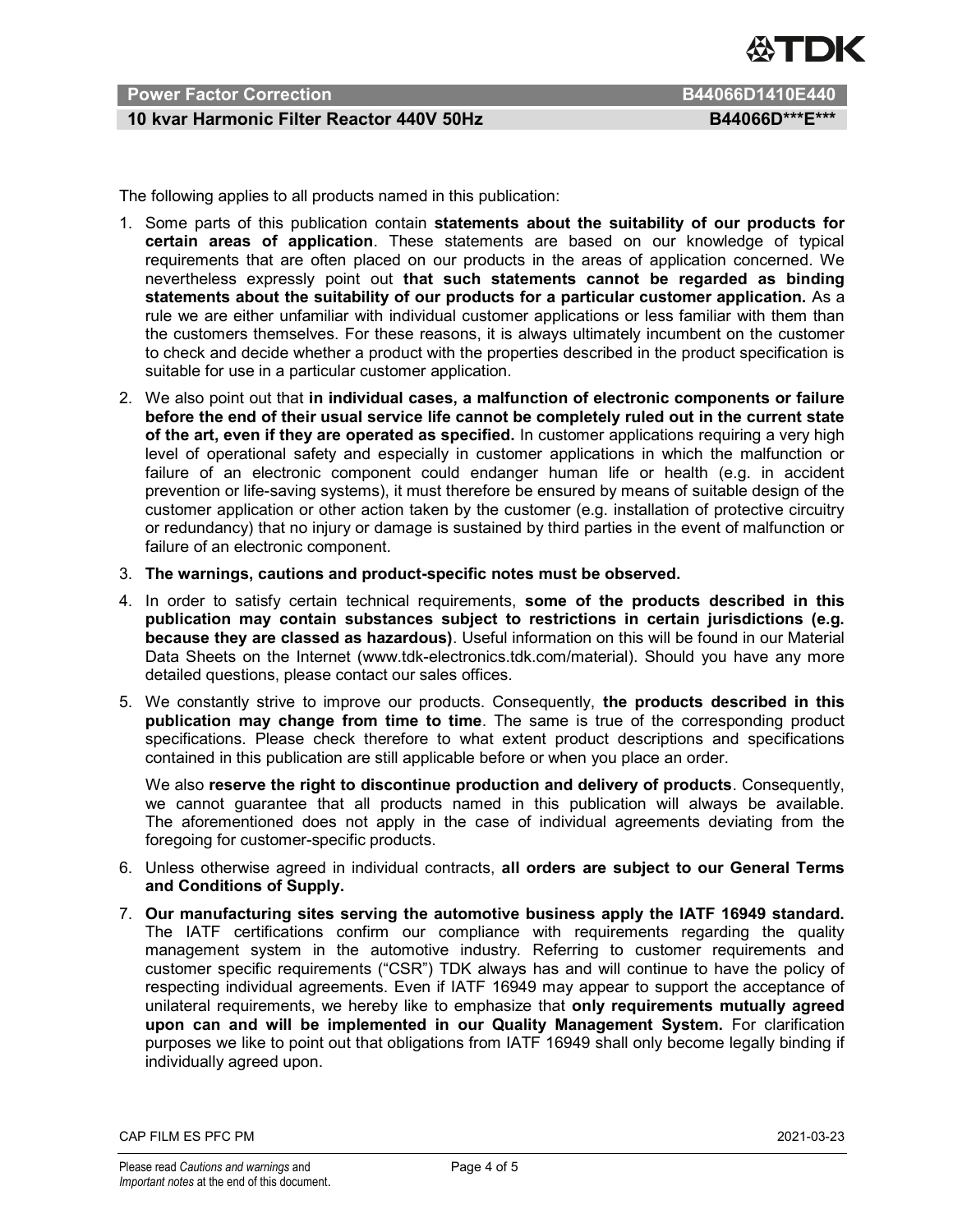The following applies to all products named in this publication:

1. Some parts of this publication contain **statements about the suitability of our products for certain areas of application**. These statements are based on our knowledge of typical requirements that are often placed on our products in the areas of application concerned. We nevertheless expressly point out **that such statements cannot be regarded as binding statements about the suitability of our products for a particular customer application.** As a rule we are either unfamiliar with individual customer applications or less familiar with them than the customers themselves. For these reasons, it is always ultimately incumbent on the customer to check and decide whether a product with the properties described in the product specification is suitable for use in a particular customer application.
2. We also point out that **in individual cases, a malfunction of electronic components or failure before the end of their usual service life cannot be completely ruled out in the current state of the art, even if they are operated as specified.** In customer applications requiring a very high level of operational safety and especially in customer applications in which the malfunction or failure of an electronic component could endanger human life or health (e.g. in accident prevention or life-saving systems), it must therefore be ensured by means of suitable design of the customer application or other action taken by the customer (e.g. installation of protective circuitry or redundancy) that no injury or damage is sustained by third parties in the event of malfunction or failure of an electronic component.
3. **The warnings, cautions and product-specific notes must be observed.**
4. In order to satisfy certain technical requirements, **some of the products described in this publication may contain substances subject to restrictions in certain jurisdictions (e.g. because they are classed as hazardous)**. Useful information on this will be found in our Material Data Sheets on the Internet (www.tdk-electronics.tdk.com/material). Should you have any more detailed questions, please contact our sales offices.
5. We constantly strive to improve our products. Consequently, **the products described in this publication may change from time to time**. The same is true of the corresponding product specifications. Please check therefore to what extent product descriptions and specifications contained in this publication are still applicable before or when you place an order.

   We also **reserve the right to discontinue production and delivery of products**. Consequently, we cannot guarantee that all products named in this publication will always be available. The aforementioned does not apply in the case of individual agreements deviating from the foregoing for customer-specific products.
6. Unless otherwise agreed in individual contracts, **all orders are subject to our General Terms and Conditions of Supply.**
7. **Our manufacturing sites serving the automotive business apply the IATF 16949 standard.** The IATF certifications confirm our compliance with requirements regarding the quality management system in the automotive industry. Referring to customer requirements and customer specific requirements ("CSR") TDK always has and will continue to have the policy of respecting individual agreements. Even if IATF 16949 may appear to support the acceptance of unilateral requirements, we hereby like to emphasize that **only requirements mutually agreed upon can and will be implemented in our Quality Management System.** For clarification purposes we like to point out that obligations from IATF 16949 shall only become legally binding if individually agreed upon.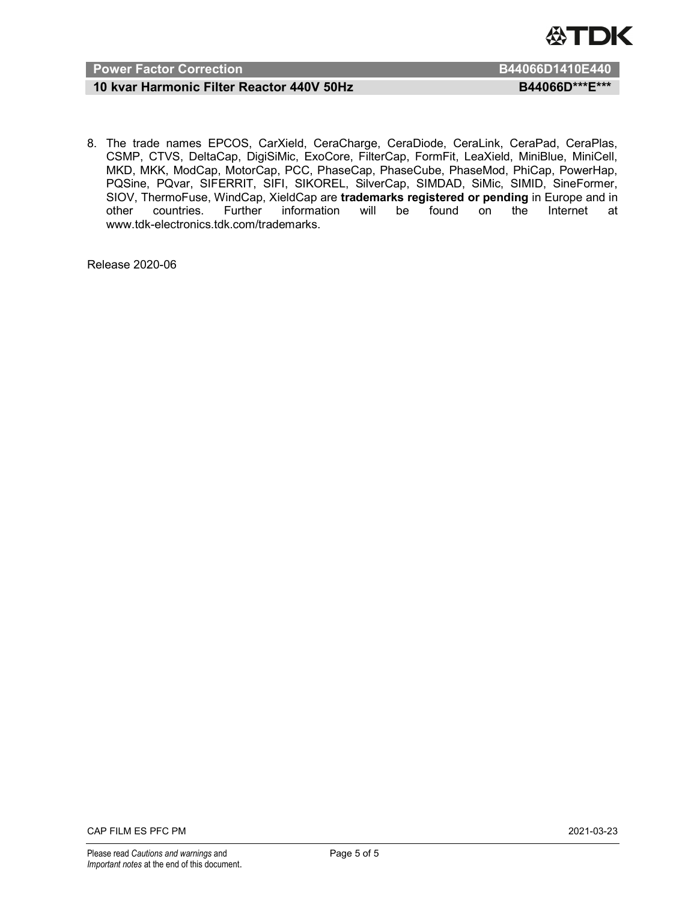8. The trade names EPCOS, CarXield, CeraCharge, CeraDiode, CeraLink, CeraPad, CeraPlas, CSMP, CTVS, DeltaCap, DigiSiMic, ExoCore, FilterCap, FormFit, LeaXield, MiniBlue, MiniCell, MKD, MKK, ModCap, MotorCap, PCC, PhaseCap, PhaseCube, PhaseMod, PhiCap, PowerHap, PQSine, PQvar, SIFERRIT, SIFI, SIKOREL, SilverCap, SIMDAD, SiMic, SIMID, SineFormer, SIOV, ThermoFuse, WindCap, XieldCap are **trademarks registered or pending** in Europe and in other countries. Further information will be found on the Internet at www.tdk-electronics.tdk.com/trademarks.

Release 2020-06